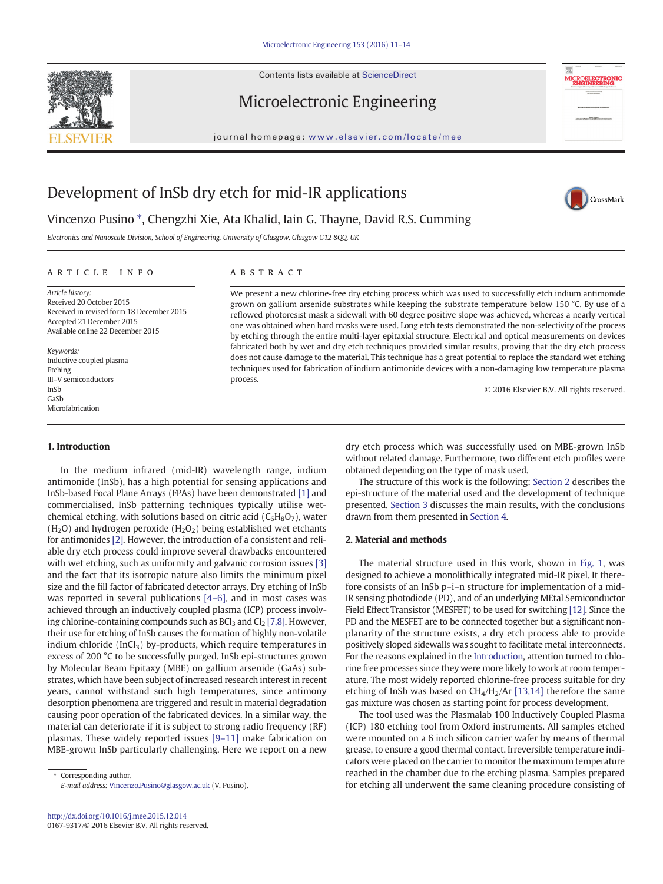Contents lists available at ScienceDirect

# Microelectronic Engineering

journal homepage: www.elsevier.com/locate/mee

# Development of InSb dry etch for mid-IR applications

Vincenzo Pusino *, Chengzhi Xie, Ata Khalid, Iain G. Thayne, David R.S. Cumming

*Electronics and Nanoscale Division, School of Engineering, University of Glasgow, Glasgow G12 8QQ, UK*

## ARTICLE INFO

*Article history:*
Received 20 October 2015
Received in revised form 18 December 2015
Accepted 21 December 2015
Available online 22 December 2015

*Keywords:*
Inductive coupled plasma
Etching
III–V semiconductors
InSb
GaSb
Microfabrication

## ABSTRACT

We present a new chlorine-free dry etching process which was used to successfully etch indium antimonide grown on gallium arsenide substrates while keeping the substrate temperature below 150 °C. By use of a reflowed photoresist mask a sidewall with 60 degree positive slope was achieved, whereas a nearly vertical one was obtained when hard masks were used. Long etch tests demonstrated the non-selectivity of the process by etching through the entire multi-layer epitaxial structure. Electrical and optical measurements on devices fabricated both by wet and dry etch techniques provided similar results, proving that the dry etch process does not cause damage to the material. This technique has a great potential to replace the standard wet etching techniques used for fabrication of indium antimonide devices with a non-damaging low temperature plasma process.

© 2016 Elsevier B.V. All rights reserved.

## 1. Introduction

In the medium infrared (mid-IR) wavelength range, indium antimonide (InSb), has a high potential for sensing applications and InSb-based Focal Plane Arrays (FPAs) have been demonstrated [1] and commercialised. InSb patterning techniques typically utilise wet-chemical etching, with solutions based on citric acid ($C_6H_8O_7$), water ($H_2O$) and hydrogen peroxide ($H_2O_2$) being established wet etchants for antimonides [2]. However, the introduction of a consistent and reliable dry etch process could improve several drawbacks encountered with wet etching, such as uniformity and galvanic corrosion issues [3] and the fact that its isotropic nature also limits the minimum pixel size and the fill factor of fabricated detector arrays. Dry etching of InSb was reported in several publications [4–6], and in most cases was achieved through an inductively coupled plasma (ICP) process involving chlorine-containing compounds such as $BCl_3$ and $Cl_2$ [7,8]. However, their use for etching of InSb causes the formation of highly non-volatile indium chloride ($InCl_3$) by-products, which require temperatures in excess of 200 °C to be successfully purged. InSb epi-structures grown by Molecular Beam Epitaxy (MBE) on gallium arsenide (GaAs) substrates, which have been subject of increased research interest in recent years, cannot withstand such high temperatures, since antimony desorption phenomena are triggered and result in material degradation causing poor operation of the fabricated devices. In a similar way, the material can deteriorate if it is subject to strong radio frequency (RF) plasmas. These widely reported issues [9–11] make fabrication on MBE-grown InSb particularly challenging. Here we report on a new dry etch process which was successfully used on MBE-grown InSb without related damage. Furthermore, two different etch profiles were obtained depending on the type of mask used.

The structure of this work is the following: Section 2 describes the epi-structure of the material used and the development of technique presented. Section 3 discusses the main results, with the conclusions drawn from them presented in Section 4.

## 2. Material and methods

The material structure used in this work, shown in Fig. 1, was designed to achieve a monolithically integrated mid-IR pixel. It therefore consists of an InSb p–i–n structure for implementation of a mid-IR sensing photodiode (PD), and of an underlying MEtal Semiconductor Field Effect Transistor (MESFET) to be used for switching [12]. Since the PD and the MESFET are to be connected together but a significant non-planarity of the structure exists, a dry etch process able to provide positively sloped sidewalls was sought to facilitate metal interconnects. For the reasons explained in the Introduction, attention turned to chlorine free processes since they were more likely to work at room temperature. The most widely reported chlorine-free process suitable for dry etching of InSb was based on $CH_4$/$H_2$/Ar [13,14] therefore the same gas mixture was chosen as starting point for process development.

The tool used was the Plasmalab 100 Inductively Coupled Plasma (ICP) 180 etching tool from Oxford instruments. All samples etched were mounted on a 6 inch silicon carrier wafer by means of thermal grease, to ensure a good thermal contact. Irreversible temperature indicators were placed on the carrier to monitor the maximum temperature reached in the chamber due to the etching plasma. Samples prepared for etching all underwent the same cleaning procedure consisting of

* Corresponding author.
*E-mail address:* Vincenzo.Pusino@glasgow.ac.uk (V. Pusino).

http://dx.doi.org/10.1016/j.mee.2015.12.014
0167-9317/© 2016 Elsevier B.V. All rights reserved.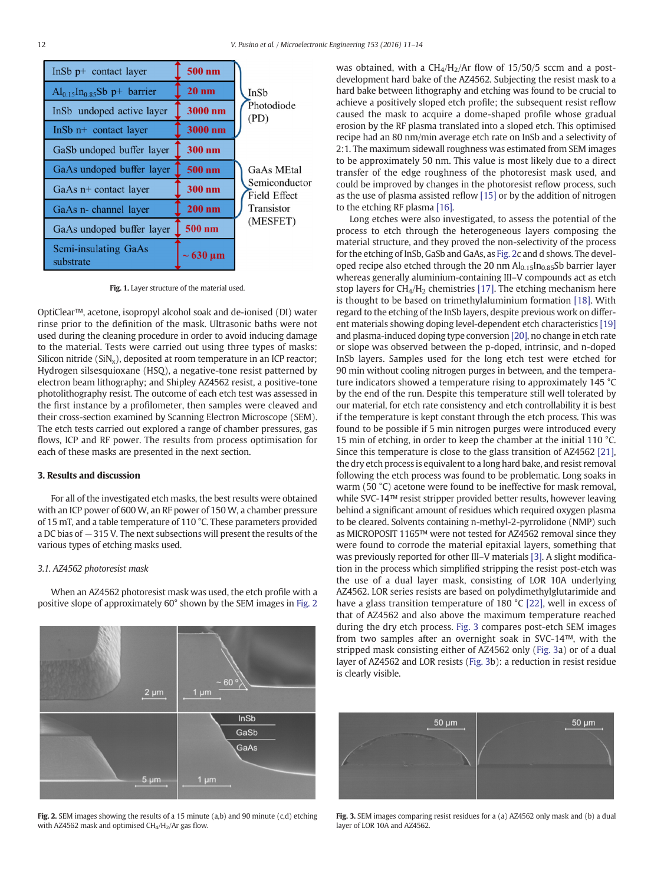Fig. 1. Layer structure of the material used.

OptiClear™, acetone, isopropyl alcohol soak and de-ionised (DI) water rinse prior to the definition of the mask. Ultrasonic baths were not used during the cleaning procedure in order to avoid inducing damage to the material. Tests were carried out using three types of masks: Silicon nitride ($SiN_x$), deposited at room temperature in an ICP reactor; Hydrogen silsesquioxane (HSQ), a negative-tone resist patterned by electron beam lithography; and Shipley AZ4562 resist, a positive-tone photolithography resist. The outcome of each etch test was assessed in the first instance by a profilometer, then samples were cleaved and their cross-section examined by Scanning Electron Microscope (SEM). The etch tests carried out explored a range of chamber pressures, gas flows, ICP and RF power. The results from process optimisation for each of these masks are presented in the next section.

## 3. Results and discussion

For all of the investigated etch masks, the best results were obtained with an ICP power of 600 W, an RF power of 150 W, a chamber pressure of 15 mT, and a table temperature of 110 °C. These parameters provided a DC bias of −315 V. The next subsections will present the results of the various types of etching masks used.

### 3.1. AZ4562 photoresist mask

When an AZ4562 photoresist mask was used, the etch profile with a positive slope of approximately 60° shown by the SEM images in Fig. 2 was obtained, with a $CH_4/H_2/Ar$ flow of 15/50/5 sccm and a post-development hard bake of the AZ4562. Subjecting the resist mask to a hard bake between lithography and etching was found to be crucial to achieve a positively sloped etch profile; the subsequent resist reflow caused the mask to acquire a dome-shaped profile whose gradual erosion by the RF plasma translated into a sloped etch. This optimised recipe had an 80 nm/min average etch rate on InSb and a selectivity of 2:1. The maximum sidewall roughness was estimated from SEM images to be approximately 50 nm. This value is most likely due to a direct transfer of the edge roughness of the photoresist mask used, and could be improved by changes in the photoresist reflow process, such as the use of plasma assisted reflow [15] or by the addition of nitrogen to the etching RF plasma [16].

Long etches were also investigated, to assess the potential of the process to etch through the heterogeneous layers composing the material structure, and they proved the non-selectivity of the process for the etching of InSb, GaSb and GaAs, as Fig. 2c and d shows. The developed recipe also etched through the 20 nm $Al_{0.15}In_{0.85}Sb$ barrier layer whereas generally aluminium-containing III–V compounds act as etch stop layers for $CH_4/H_2$ chemistries [17]. The etching mechanism here is thought to be based on trimethylaluminium formation [18]. With regard to the etching of the InSb layers, despite previous work on different materials showing doping level-dependent etch characteristics [19] and plasma-induced doping type conversion [20], no change in etch rate or slope was observed between the p-doped, intrinsic, and n-doped InSb layers. Samples used for the long etch test were etched for 90 min without cooling nitrogen purges in between, and the temperature indicators showed a temperature rising to approximately 145 °C by the end of the run. Despite this temperature still well tolerated by our material, for etch rate consistency and etch controllability it is best if the temperature is kept constant through the etch process. This was found to be possible if 5 min nitrogen purges were introduced every 15 min of etching, in order to keep the chamber at the initial 110 °C. Since this temperature is close to the glass transition of AZ4562 [21], the dry etch process is equivalent to a long hard bake, and resist removal following the etch process was found to be problematic. Long soaks in warm (50 °C) acetone were found to be ineffective for mask removal, while SVC-14™ resist stripper provided better results, however leaving behind a significant amount of residues which required oxygen plasma to be cleared. Solvents containing n-methyl-2-pyrrolidone (NMP) such as MICROPOSIT 1165™ were not tested for AZ4562 removal since they were found to corrode the material epitaxial layers, something that was previously reported for other III–V materials [3]. A slight modification in the process which simplified stripping the resist post-etch was the use of a dual layer mask, consisting of LOR 10A underlying AZ4562. LOR series resists are based on polydimethylglutarimide and have a glass transition temperature of 180 °C [22], well in excess of that of AZ4562 and also above the maximum temperature reached during the dry etch process. Fig. 3 compares post-etch SEM images from two samples after an overnight soak in SVC-14™, with the stripped mask consisting either of AZ4562 only (Fig. 3a) or of a dual layer of AZ4562 and LOR resists (Fig. 3b): a reduction in resist residue is clearly visible.

Fig. 2. SEM images showing the results of a 15 minute (a,b) and 90 minute (c,d) etching with AZ4562 mask and optimised $CH_4/H_2/Ar$ gas flow.

Fig. 3. SEM images comparing resist residues for a (a) AZ4562 only mask and (b) a dual layer of LOR 10A and AZ4562.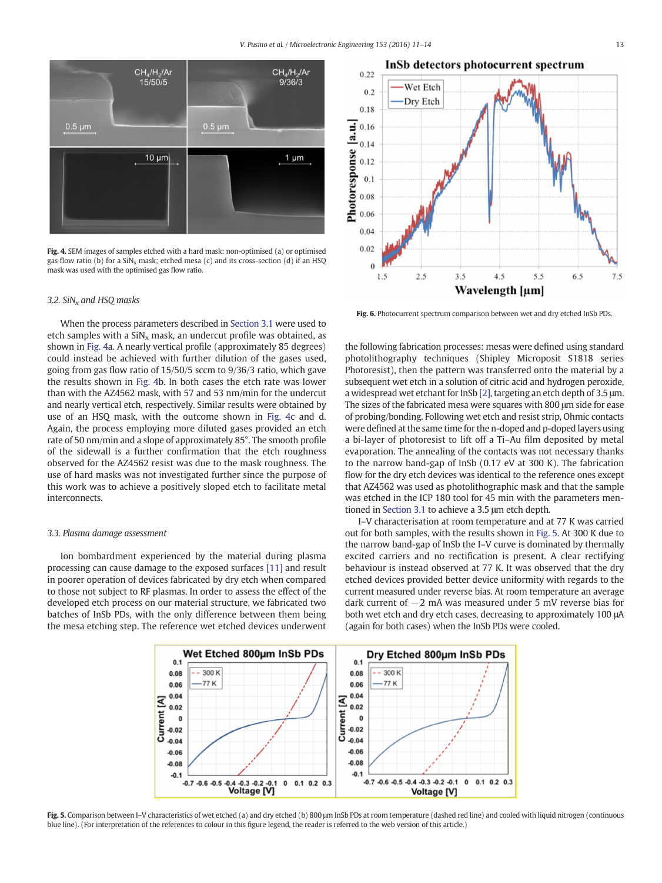Fig. 4. SEM images of samples etched with a hard mask: non-optimised (a) or optimised gas flow ratio (b) for a $SiN_x$ mask; etched mesa (c) and its cross-section (d) if an HSQ mask was used with the optimised gas flow ratio.

### 3.2. $SiN_x$ and HSQ masks

When the process parameters described in Section 3.1 were used to etch samples with a $SiN_x$ mask, an undercut profile was obtained, as shown in Fig. 4a. A nearly vertical profile (approximately 85 degrees) could instead be achieved with further dilution of the gases used, going from gas flow ratio of 15/50/5 sccm to 9/36/3 ratio, which gave the results shown in Fig. 4b. In both cases the etch rate was lower than with the AZ4562 mask, with 57 and 53 nm/min for the undercut and nearly vertical etch, respectively. Similar results were obtained by use of an HSQ mask, with the outcome shown in Fig. 4c and d. Again, the process employing more diluted gases provided an etch rate of 50 nm/min and a slope of approximately 85°. The smooth profile of the sidewall is a further confirmation that the etch roughness observed for the AZ4562 resist was due to the mask roughness. The use of hard masks was not investigated further since the purpose of this work was to achieve a positively sloped etch to facilitate metal interconnects.

### 3.3. Plasma damage assessment

Ion bombardment experienced by the material during plasma processing can cause damage to the exposed surfaces [11] and result in poorer operation of devices fabricated by dry etch when compared to those not subject to RF plasmas. In order to assess the effect of the developed etch process on our material structure, we fabricated two batches of InSb PDs, with the only difference between them being the mesa etching step. The reference wet etched devices underwent the following fabrication processes: mesas were defined using standard photolithography techniques (Shipley Microposit S1818 series Photoresist), then the pattern was transferred onto the material by a subsequent wet etch in a solution of citric acid and hydrogen peroxide, a widespread wet etchant for InSb [2], targeting an etch depth of 3.5 µm. The sizes of the fabricated mesa were squares with 800 µm side for ease of probing/bonding. Following wet etch and resist strip, Ohmic contacts were defined at the same time for the n-doped and p-doped layers using a bi-layer of photoresist to lift off a Ti–Au film deposited by metal evaporation. The annealing of the contacts was not necessary thanks to the narrow band-gap of InSb (0.17 eV at 300 K). The fabrication flow for the dry etch devices was identical to the reference ones except that AZ4562 was used as photolithographic mask and that the sample was etched in the ICP 180 tool for 45 min with the parameters mentioned in Section 3.1 to achieve a 3.5 µm etch depth.

I–V characterisation at room temperature and at 77 K was carried out for both samples, with the results shown in Fig. 5. At 300 K due to the narrow band-gap of InSb the I–V curve is dominated by thermally excited carriers and no rectification is present. A clear rectifying behaviour is instead observed at 77 K. It was observed that the dry etched devices provided better device uniformity with regards to the current measured under reverse bias. At room temperature an average dark current of −2 mA was measured under 5 mV reverse bias for both wet and dry etch cases, decreasing to approximately 100 µA (again for both cases) when the InSb PDs were cooled.

Fig. 6. Photocurrent spectrum comparison between wet and dry etched InSb PDs.

Fig. 5. Comparison between I–V characteristics of wet etched (a) and dry etched (b) 800 µm InSb PDs at room temperature (dashed red line) and cooled with liquid nitrogen (continuous blue line). (For interpretation of the references to colour in this figure legend, the reader is referred to the web version of this article.)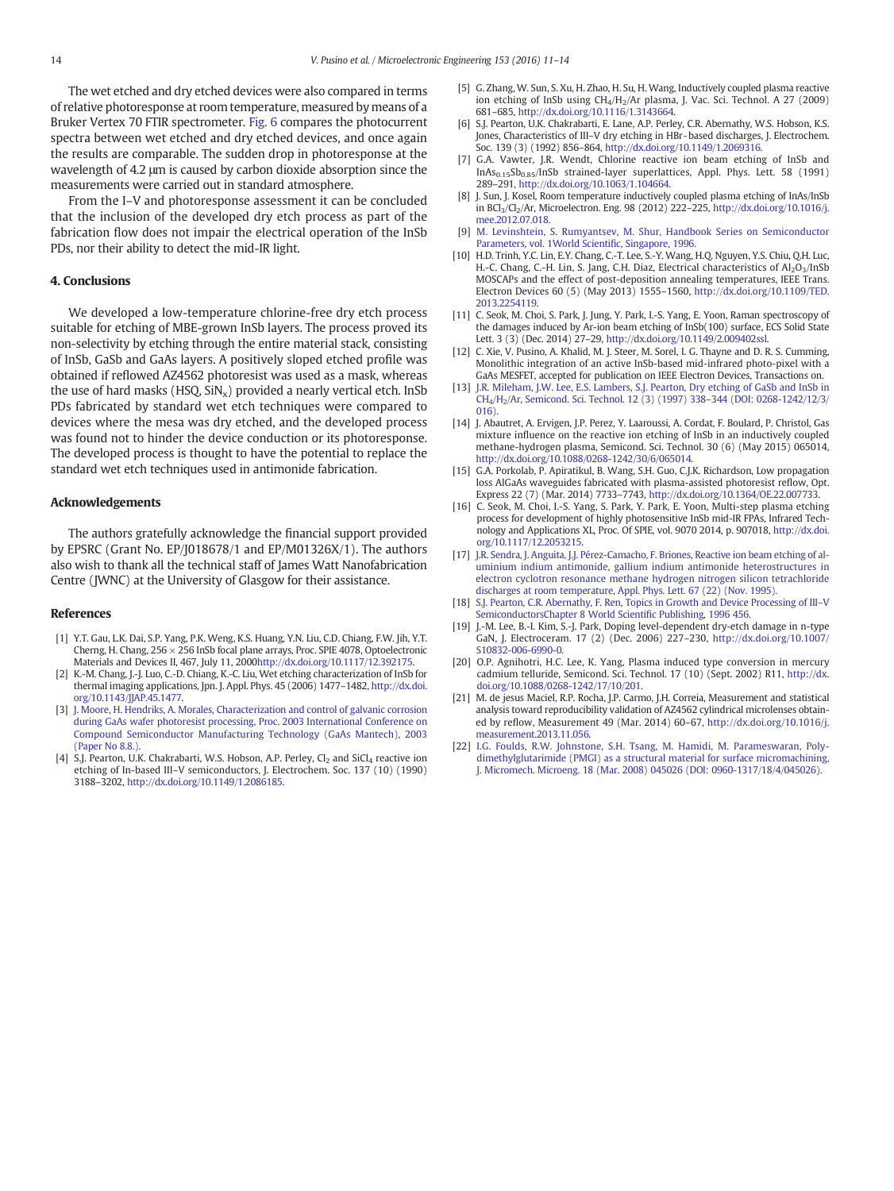The wet etched and dry etched devices were also compared in terms of relative photoresponse at room temperature, measured by means of a Bruker Vertex 70 FTIR spectrometer. Fig. 6 compares the photocurrent spectra between wet etched and dry etched devices, and once again the results are comparable. The sudden drop in photoresponse at the wavelength of 4.2 μm is caused by carbon dioxide absorption since the measurements were carried out in standard atmosphere.

From the I–V and photoresponse assessment it can be concluded that the inclusion of the developed dry etch process as part of the fabrication flow does not impair the electrical operation of the InSb PDs, nor their ability to detect the mid-IR light.

## 4. Conclusions

We developed a low-temperature chlorine-free dry etch process suitable for etching of MBE-grown InSb layers. The process proved its non-selectivity by etching through the entire material stack, consisting of InSb, GaSb and GaAs layers. A positively sloped etched profile was obtained if reflowed AZ4562 photoresist was used as a mask, whereas the use of hard masks (HSQ, $SiN_x$) provided a nearly vertical etch. InSb PDs fabricated by standard wet etch techniques were compared to devices where the mesa was dry etched, and the developed process was found not to hinder the device conduction or its photoresponse. The developed process is thought to have the potential to replace the standard wet etch techniques used in antimonide fabrication.

## Acknowledgements

The authors gratefully acknowledge the financial support provided by EPSRC (Grant No. EP/J018678/1 and EP/M01326X/1). The authors also wish to thank all the technical staff of James Watt Nanofabrication Centre (JWNC) at the University of Glasgow for their assistance.

## References

[1] Y.T. Gau, L.K. Dai, S.P. Yang, P.K. Weng, K.S. Huang, Y.N. Liu, C.D. Chiang, F.W. Jih, Y.T. Cherng, H. Chang, 256 × 256 InSb focal plane arrays, Proc. SPIE 4078, Optoelectronic Materials and Devices II, 467, July 11, 2000http://dx.doi.org/10.1117/12.392175.

[2] K.-M. Chang, J.-J. Luo, C.-D. Chiang, K.-C. Liu, Wet etching characterization of InSb for thermal imaging applications, Jpn. J. Appl. Phys. 45 (2006) 1477–1482, http://dx.doi.org/10.1143/JJAP.45.1477.

[3] J. Moore, H. Hendriks, A. Morales, Characterization and control of galvanic corrosion during GaAs wafer photoresist processing, Proc. 2003 International Conference on Compound Semiconductor Manufacturing Technology (GaAs Mantech), 2003 (Paper No 8.8.).

[4] S.J. Pearton, U.K. Chakrabarti, W.S. Hobson, A.P. Perley, $Cl_2$ and $SiCl_4$ reactive ion etching of In-based III–V semiconductors, J. Electrochem. Soc. 137 (10) (1990) 3188–3202, http://dx.doi.org/10.1149/1.2086185.

[5] G. Zhang, W. Sun, S. Xu, H. Zhao, H. Su, H. Wang, Inductively coupled plasma reactive ion etching of InSb using $CH_4/H_2/Ar$ plasma, J. Vac. Sci. Technol. A 27 (2009) 681–685, http://dx.doi.org/10.1116/1.3143664.

[6] S.J. Pearton, U.K. Chakrabarti, E. Lane, A.P. Perley, C.R. Abernathy, W.S. Hobson, K.S. Jones, Characteristics of III–V dry etching in HBr-based discharges, J. Electrochem. Soc. 139 (3) (1992) 856–864, http://dx.doi.org/10.1149/1.2069316.

[7] G.A. Vawter, J.R. Wendt, Chlorine reactive ion beam etching of InSb and $InAs_{0.15}Sb_{0.85}$/InSb strained-layer superlattices, Appl. Phys. Lett. 58 (1991) 289–291, http://dx.doi.org/10.1063/1.104664.

[8] J. Sun, J. Kosel, Room temperature inductively coupled plasma etching of InAs/InSb in $BCl_3/Cl_2/Ar$, Microelectron. Eng. 98 (2012) 222–225, http://dx.doi.org/10.1016/j.mee.2012.07.018.

[9] M. Levinshtein, S. Rumyantsev, M. Shur, Handbook Series on Semiconductor Parameters, vol. 1World Scientific, Singapore, 1996.

[10] H.D. Trinh, Y.C. Lin, E.Y. Chang, C.-T. Lee, S.-Y. Wang, H.Q. Nguyen, Y.S. Chiu, Q.H. Luc, H.-C. Chang, C.-H. Lin, S. Jang, C.H. Diaz, Electrical characteristics of $Al_2O_3$/InSb MOSCAPs and the effect of post-deposition annealing temperatures, IEEE Trans. Electron Devices 60 (5) (May 2013) 1555–1560, http://dx.doi.org/10.1109/TED.2013.2254119.

[11] C. Seok, M. Choi, S. Park, J. Jung, Y. Park, I.-S. Yang, E. Yoon, Raman spectroscopy of the damages induced by Ar-ion beam etching of InSb(100) surface, ECS Solid State Lett. 3 (3) (Dec. 2014) 27–29, http://dx.doi.org/10.1149/2.009402ssl.

[12] C. Xie, V. Pusino, A. Khalid, M. J. Steer, M. Sorel, I. G. Thayne and D. R. S. Cumming, Monolithic integration of an active InSb-based mid-infrared photo-pixel with a GaAs MESFET, accepted for publication on IEEE Electron Devices, Transactions on.

[13] J.R. Mileham, J.W. Lee, E.S. Lambers, S.J. Pearton, Dry etching of GaSb and InSb in $CH_4/H_2/Ar$, Semicond. Sci. Technol. 12 (3) (1997) 338–344 (DOI: 0268-1242/12/3/016).

[14] J. Abautret, A. Ervigen, J.P. Perez, Y. Laaroussi, A. Cordat, F. Boulard, P. Christol, Gas mixture influence on the reactive ion etching of InSb in an inductively coupled methane-hydrogen plasma, Semicond. Sci. Technol. 30 (6) (May 2015) 065014, http://dx.doi.org/10.1088/0268-1242/30/6/065014.

[15] G.A. Porkolab, P. Apiratikul, B. Wang, S.H. Guo, C.J.K. Richardson, Low propagation loss AlGaAs waveguides fabricated with plasma-assisted photoresist reflow, Opt. Express 22 (7) (Mar. 2014) 7733–7743, http://dx.doi.org/10.1364/OE.22.007733.

[16] C. Seok, M. Choi, I.-S. Yang, S. Park, Y. Park, E. Yoon, Multi-step plasma etching process for development of highly photosensitive InSb mid-IR FPAs, Infrared Technology and Applications XL, Proc. Of SPIE, vol. 9070 2014, p. 907018, http://dx.doi.org/10.1117/12.2053215.

[17] J.R. Sendra, J. Anguita, J.J. Pérez-Camacho, F. Briones, Reactive ion beam etching of aluminium indium antimonide, gallium indium antimonide heterostructures in electron cyclotron resonance methane hydrogen nitrogen silicon tetrachloride discharges at room temperature, Appl. Phys. Lett. 67 (22) (Nov. 1995).

[18] S.J. Pearton, C.R. Abernathy, F. Ren, Topics in Growth and Device Processing of III–V SemiconductorsChapter 8 World Scientific Publishing, 1996 456.

[19] J.-M. Lee, B.-I. Kim, S.-J. Park, Doping level-dependent dry-etch damage in n-type GaN, J. Electroceram. 17 (2) (Dec. 2006) 227–230, http://dx.doi.org/10.1007/S10832-006-6990-0.

[20] O.P. Agnihotri, H.C. Lee, K. Yang, Plasma induced type conversion in mercury cadmium telluride, Semicond. Sci. Technol. 17 (10) (Sept. 2002) R11, http://dx.doi.org/10.1088/0268-1242/17/10/201.

[21] M. de jesus Maciel, R.P. Rocha, J.P. Carmo, J.H. Correia, Measurement and statistical analysis toward reproducibility validation of AZ4562 cylindrical microlenses obtained by reflow, Measurement 49 (Mar. 2014) 60–67, http://dx.doi.org/10.1016/j.measurement.2013.11.056.

[22] I.G. Foulds, R.W. Johnstone, S.H. Tsang, M. Hamidi, M. Parameswaran, Polydimethylglutarimide (PMGI) as a structural material for surface micromachining, J. Micromech. Microeng. 18 (Mar. 2008) 045026 (DOI: 0960-1317/18/4/045026).